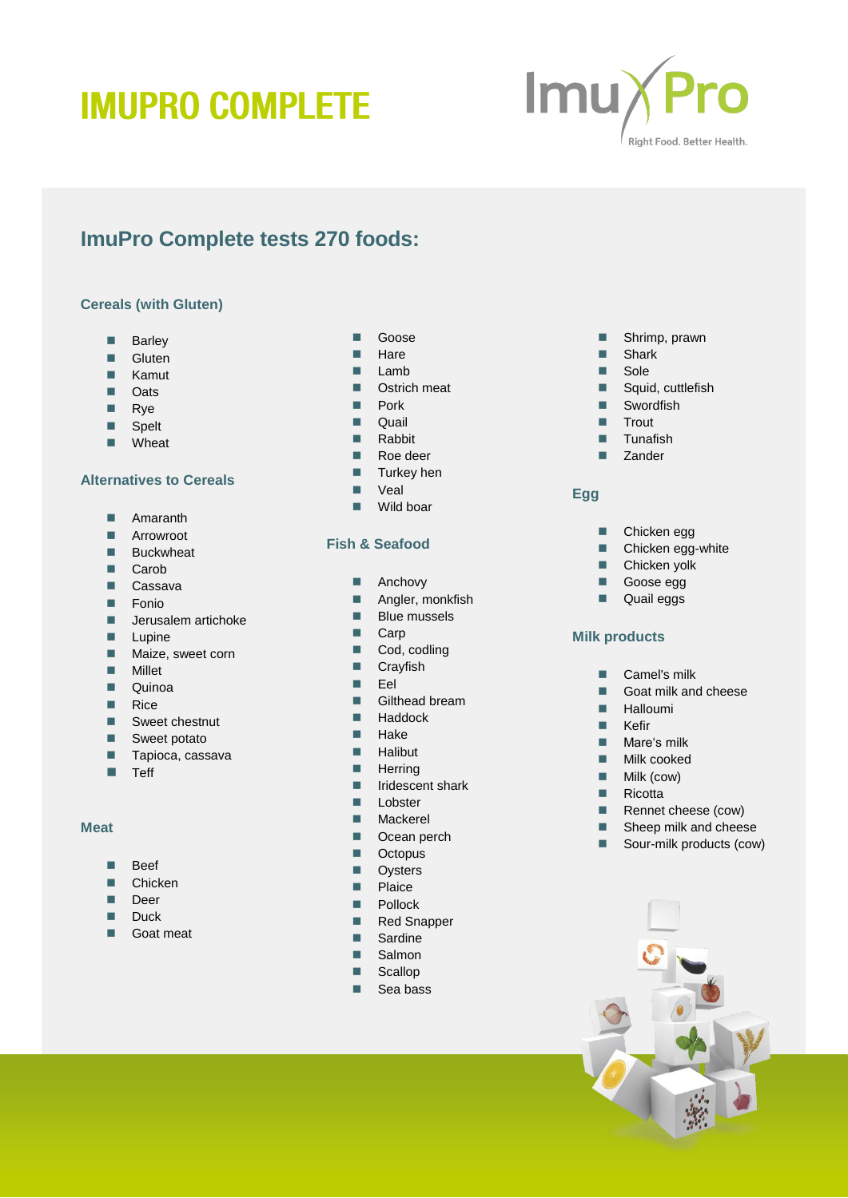# IMUPRO COMPLETE

ImuPro — Right Food. Better Health.

## ImuPro Complete tests 270 foods:

### Cereals (with Gluten)

- Barley
- Gluten
- Kamut
- Oats
- Rye
- Spelt
- Wheat

### Alternatives to Cereals

- Amaranth
- Arrowroot
- Buckwheat
- Carob
- Cassava
- Fonio
- Jerusalem artichoke
- Lupine
- Maize, sweet corn
- Millet
- Quinoa
- Rice
- Sweet chestnut
- Sweet potato
- Tapioca, cassava
- Teff

### Meat

- Beef
- Chicken
- Deer
- Duck
- Goat meat
- Goose
- Hare
- Lamb
- Ostrich meat
- Pork
- Quail
- Rabbit
- Roe deer
- Turkey hen
- Veal
- Wild boar

### Fish & Seafood

- Anchovy
- Angler, monkfish
- Blue mussels
- Carp
- Cod, codling
- Crayfish
- Eel
- Gilthead bream
- Haddock
- Hake
- Halibut
- Herring
- Iridescent shark
- Lobster
- Mackerel
- Ocean perch
- Octopus
- Oysters
- Plaice
- Pollock
- Red Snapper
- Sardine
- Salmon
- Scallop
- Sea bass
- Shrimp, prawn
- Shark
- Sole
- Squid, cuttlefish
- Swordfish
- Trout
- Tunafish
- Zander

### Egg

- Chicken egg
- Chicken egg-white
- Chicken yolk
- Goose egg
- Quail eggs

### Milk products

- Camel's milk
- Goat milk and cheese
- Halloumi
- Kefir
- Mare's milk
- Milk cooked
- Milk (cow)
- Ricotta
- Rennet cheese (cow)
- Sheep milk and cheese
- Sour-milk products (cow)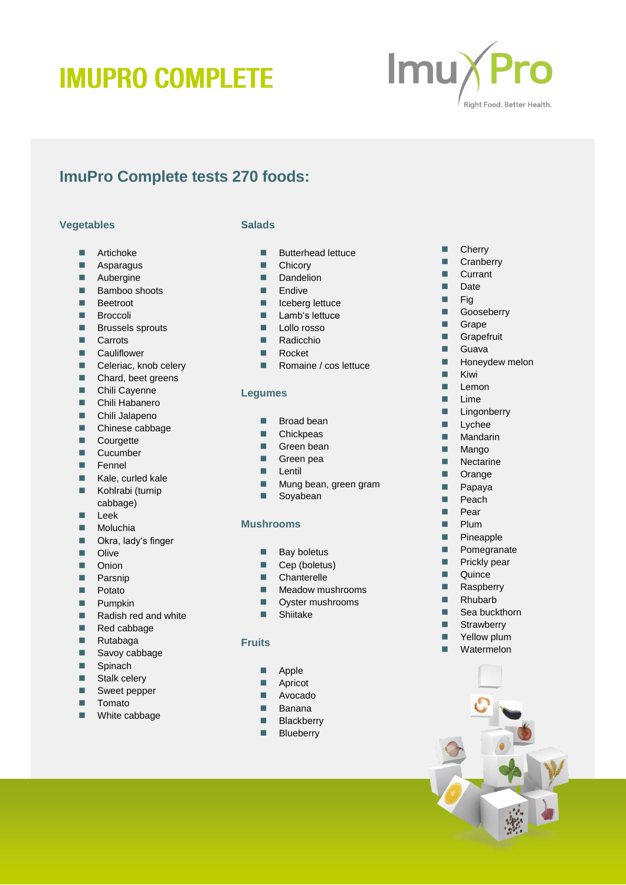# IMUPRO COMPLETE

## ImuPro Complete tests 270 foods:

### Vegetables

- Artichoke
- Asparagus
- Aubergine
- Bamboo shoots
- Beetroot
- Broccoli
- Brussels sprouts
- Carrots
- Cauliflower
- Celeriac, knob celery
- Chard, beet greens
- Chili Cayenne
- Chili Habanero
- Chili Jalapeno
- Chinese cabbage
- Courgette
- Cucumber
- Fennel
- Kale, curled kale
- Kohlrabi (turnip cabbage)
- Leek
- Moluchia
- Okra, lady's finger
- Olive
- Onion
- Parsnip
- Potato
- Pumpkin
- Radish red and white
- Red cabbage
- Rutabaga
- Savoy cabbage
- Spinach
- Stalk celery
- Sweet pepper
- Tomato
- White cabbage

### Salads

- Butterhead lettuce
- Chicory
- Dandelion
- Endive
- Iceberg lettuce
- Lamb's lettuce
- Lollo rosso
- Radicchio
- Rocket
- Romaine / cos lettuce

### Legumes

- Broad bean
- Chickpeas
- Green bean
- Green pea
- Lentil
- Mung bean, green gram
- Soyabean

### Mushrooms

- Bay boletus
- Cep (boletus)
- Chanterelle
- Meadow mushrooms
- Oyster mushrooms
- Shiitake

### Fruits

- Apple
- Apricot
- Avocado
- Banana
- Blackberry
- Blueberry
- Cherry
- Cranberry
- Currant
- Date
- Fig
- Gooseberry
- Grape
- Grapefruit
- Guava
- Honeydew melon
- Kiwi
- Lemon
- Lime
- Lingonberry
- Lychee
- Mandarin
- Mango
- Nectarine
- Orange
- Papaya
- Peach
- Pear
- Plum
- Pineapple
- Pomegranate
- Prickly pear
- Quince
- Raspberry
- Rhubarb
- Sea buckthorn
- Strawberry
- Yellow plum
- Watermelon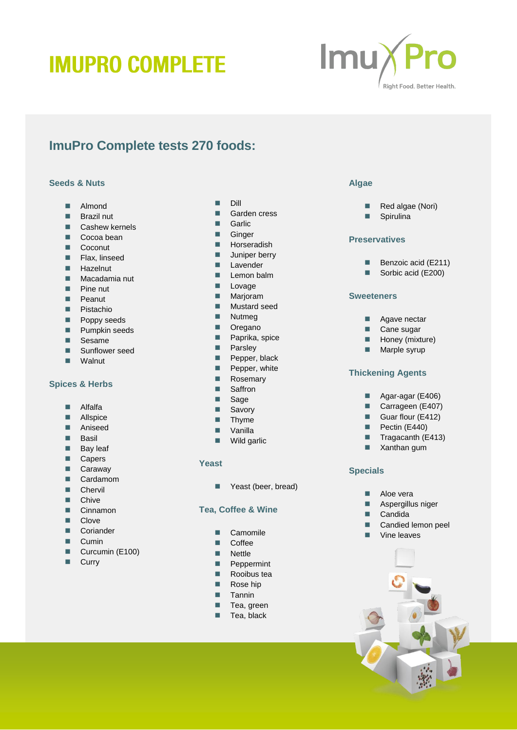# IMUPRO COMPLETE

ImuPro

Right Food. Better Health.

## ImuPro Complete tests 270 foods:

### Seeds & Nuts

- Almond
- Brazil nut
- Cashew kernels
- Cocoa bean
- Coconut
- Flax, linseed
- Hazelnut
- Macadamia nut
- Pine nut
- Peanut
- Pistachio
- Poppy seeds
- Pumpkin seeds
- Sesame
- Sunflower seed
- Walnut

### Spices & Herbs

- Alfalfa
- Allspice
- Aniseed
- Basil
- Bay leaf
- Capers
- Caraway
- Cardamom
- Chervil
- Chive
- Cinnamon
- Clove
- Coriander
- Cumin
- Curcumin (E100)
- Curry
- Dill
- Garden cress
- Garlic
- Ginger
- Horseradish
- Juniper berry
- Lavender
- Lemon balm
- Lovage
- Marjoram
- Mustard seed
- Nutmeg
- Oregano
- Paprika, spice
- Parsley
- Pepper, black
- Pepper, white
- Rosemary
- Saffron
- Sage
- Savory
- Thyme
- Vanilla
- Wild garlic

### Yeast

- Yeast (beer, bread)

### Tea, Coffee & Wine

- Camomile
- Coffee
- Nettle
- Peppermint
- Rooibus tea
- Rose hip
- Tannin
- Tea, green
- Tea, black

### Algae

- Red algae (Nori)
- Spirulina

### Preservatives

- Benzoic acid (E211)
- Sorbic acid (E200)

### Sweeteners

- Agave nectar
- Cane sugar
- Honey (mixture)
- Marple syrup

### Thickening Agents

- Agar-agar (E406)
- Carrageen (E407)
- Guar flour (E412)
- Pectin (E440)
- Tragacanth (E413)
- Xanthan gum

### Specials

- Aloe vera
- Aspergillus niger
- Candida
- Candied lemon peel
- Vine leaves